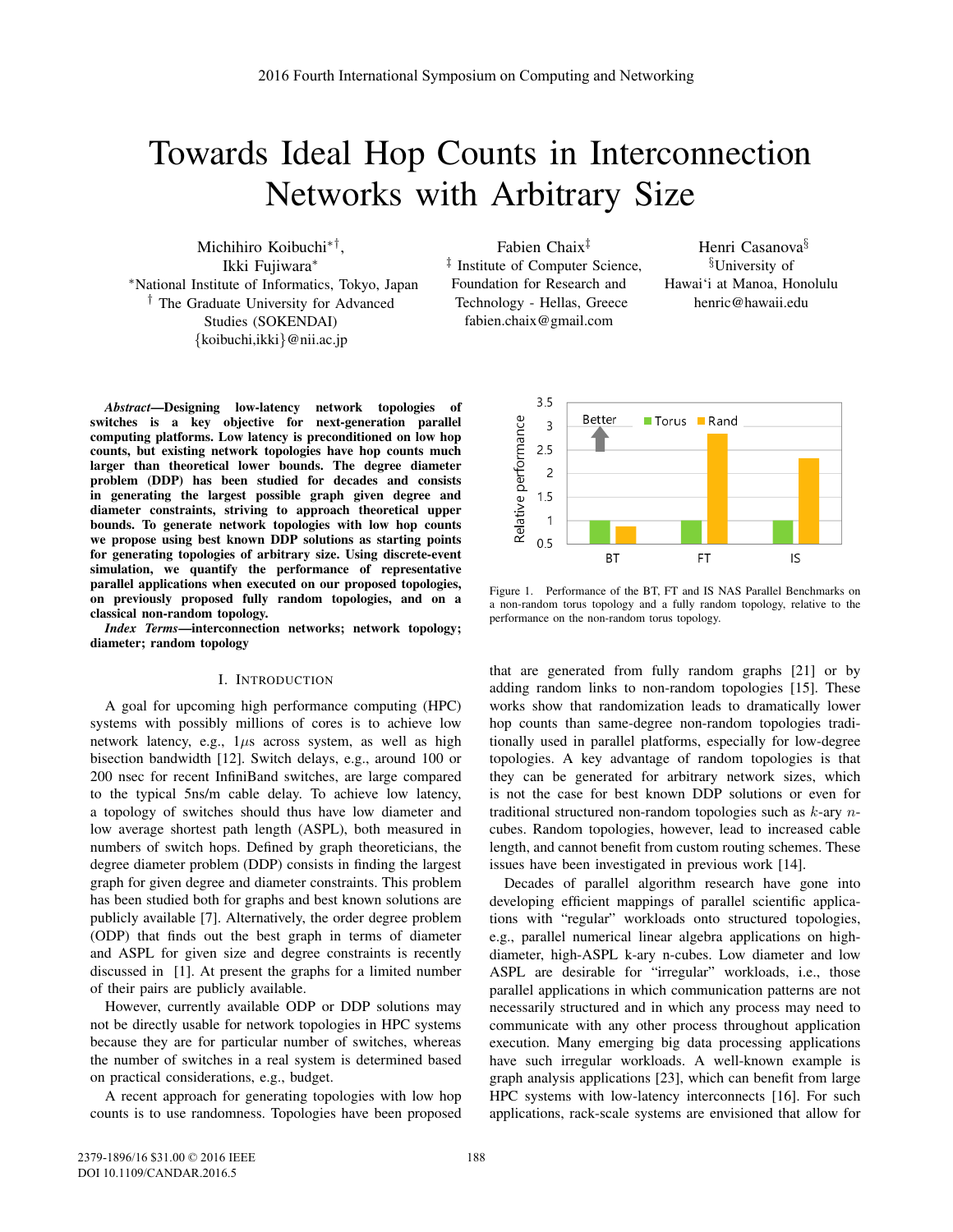# Towards Ideal Hop Counts in Interconnection Networks with Arbitrary Size

Michihiro Koibuchi[∗†], Ikki Fujiwara[∗]
[∗]National Institute of Informatics, Tokyo, Japan
[†] The Graduate University for Advanced Studies (SOKENDAI)
{koibuchi,ikki}@nii.ac.jp

Fabien Chaix[‡]
[‡] Institute of Computer Science, Foundation for Research and Technology - Hellas, Greece
fabien.chaix@gmail.com

Henri Casanova[§]
[§]University of Hawai'i at Manoa, Honolulu
henric@hawaii.edu

***Abstract*—Designing low-latency network topologies of switches is a key objective for next-generation parallel computing platforms. Low latency is preconditioned on low hop counts, but existing network topologies have hop counts much larger than theoretical lower bounds. The degree diameter problem (DDP) has been studied for decades and consists in generating the largest possible graph given degree and diameter constraints, striving to approach theoretical upper bounds. To generate network topologies with low hop counts we propose using best known DDP solutions as starting points for generating topologies of arbitrary size. Using discrete-event simulation, we quantify the performance of representative parallel applications when executed on our proposed topologies, on previously proposed fully random topologies, and on a classical non-random topology.**

***Index Terms*—interconnection networks; network topology; diameter; random topology**

## I. Introduction

A goal for upcoming high performance computing (HPC) systems with possibly millions of cores is to achieve low network latency, e.g., $1\mu$s across system, as well as high bisection bandwidth [12]. Switch delays, e.g., around 100 or 200 nsec for recent InfiniBand switches, are large compared to the typical 5ns/m cable delay. To achieve low latency, a topology of switches should thus have low diameter and low average shortest path length (ASPL), both measured in numbers of switch hops. Defined by graph theoreticians, the degree diameter problem (DDP) consists in finding the largest graph for given degree and diameter constraints. This problem has been studied both for graphs and best known solutions are publicly available [7]. Alternatively, the order degree problem (ODP) that finds out the best graph in terms of diameter and ASPL for given size and degree constraints is recently discussed in [1]. At present the graphs for a limited number of their pairs are publicly available.

However, currently available ODP or DDP solutions may not be directly usable for network topologies in HPC systems because they are for particular number of switches, whereas the number of switches in a real system is determined based on practical considerations, e.g., budget.

A recent approach for generating topologies with low hop counts is to use randomness. Topologies have been proposed that are generated from fully random graphs [21] or by adding random links to non-random topologies [15]. These works show that randomization leads to dramatically lower hop counts than same-degree non-random topologies traditionally used in parallel platforms, especially for low-degree topologies. A key advantage of random topologies is that they can be generated for arbitrary network sizes, which is not the case for best known DDP solutions or even for traditional structured non-random topologies such as $k$-ary $n$-cubes. Random topologies, however, lead to increased cable length, and cannot benefit from custom routing schemes. These issues have been investigated in previous work [14].

3.5
3
2.5
2
1.5
1
0.5
Relative performance
Better
Torus
Rand
BT
FT
IS

Figure 1. Performance of the BT, FT and IS NAS Parallel Benchmarks on a non-random torus topology and a fully random topology, relative to the performance on the non-random torus topology.

Decades of parallel algorithm research have gone into developing efficient mappings of parallel scientific applications with "regular" workloads onto structured topologies, e.g., parallel numerical linear algebra applications on high-diameter, high-ASPL k-ary n-cubes. Low diameter and low ASPL are desirable for "irregular" workloads, i.e., those parallel applications in which communication patterns are not necessarily structured and in which any process may need to communicate with any other process throughout application execution. Many emerging big data processing applications have such irregular workloads. A well-known example is graph analysis applications [23], which can benefit from large HPC systems with low-latency interconnects [16]. For such applications, rack-scale systems are envisioned that allow for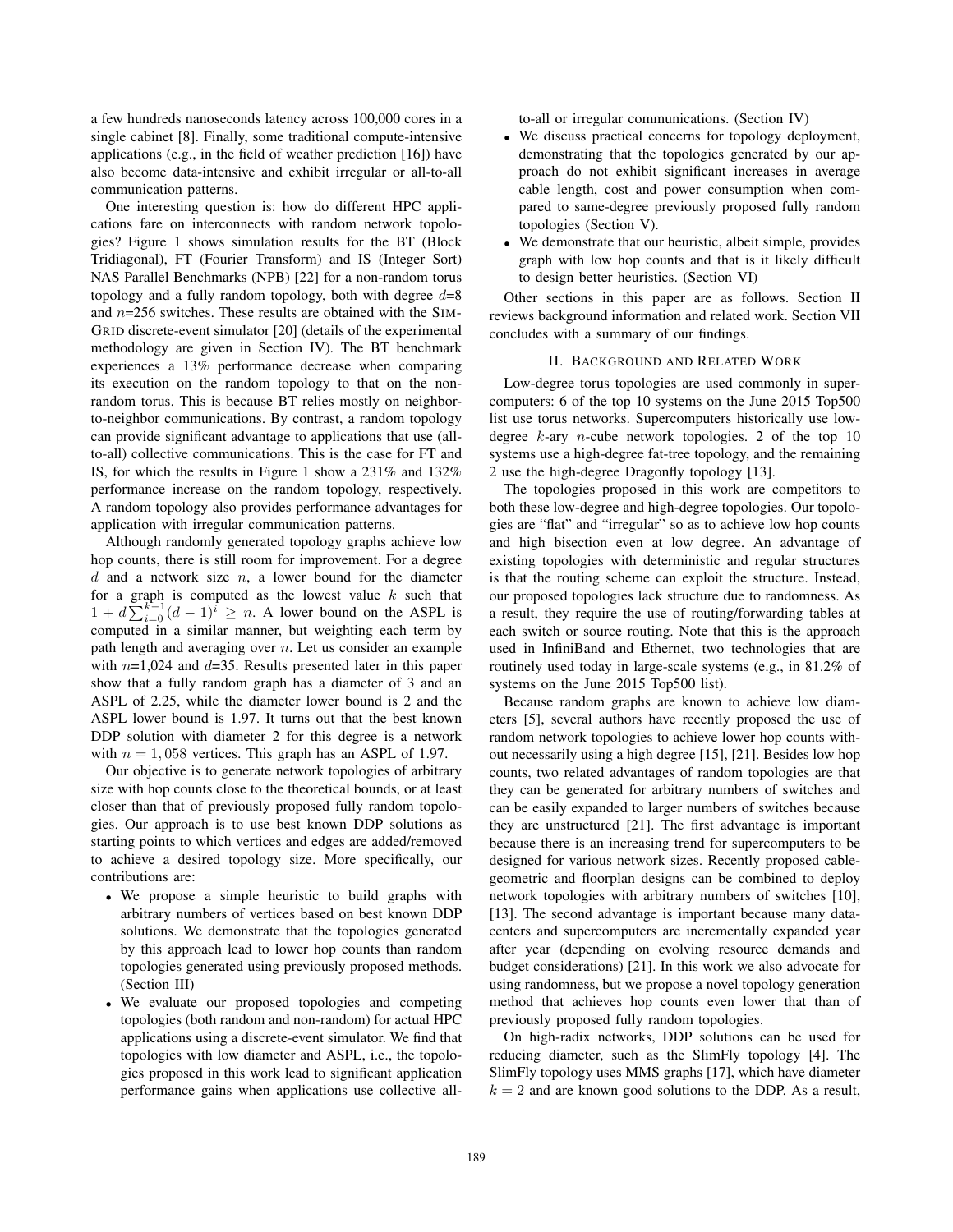a few hundreds nanoseconds latency across 100,000 cores in a single cabinet [8]. Finally, some traditional compute-intensive applications (e.g., in the field of weather prediction [16]) have also become data-intensive and exhibit irregular or all-to-all communication patterns.

One interesting question is: how do different HPC applications fare on interconnects with random network topologies? Figure 1 shows simulation results for the BT (Block Tridiagonal), FT (Fourier Transform) and IS (Integer Sort) NAS Parallel Benchmarks (NPB) [22] for a non-random torus topology and a fully random topology, both with degree $d$=8 and $n$=256 switches. These results are obtained with the SIMGRID discrete-event simulator [20] (details of the experimental methodology are given in Section IV). The BT benchmark experiences a 13% performance decrease when comparing its execution on the random topology to that on the non-random torus. This is because BT relies mostly on neighbor-to-neighbor communications. By contrast, a random topology can provide significant advantage to applications that use (all-to-all) collective communications. This is the case for FT and IS, for which the results in Figure 1 show a 231% and 132% performance increase on the random topology, respectively. A random topology also provides performance advantages for application with irregular communication patterns.

Although randomly generated topology graphs achieve low hop counts, there is still room for improvement. For a degree $d$ and a network size $n$, a lower bound for the diameter for a graph is computed as the lowest value $k$ such that $1 + d\sum_{i=0}^{k-1}(d-1)^i \geq n$. A lower bound on the ASPL is computed in a similar manner, but weighting each term by path length and averaging over $n$. Let us consider an example with $n$=1,024 and $d$=35. Results presented later in this paper show that a fully random graph has a diameter of 3 and an ASPL of 2.25, while the diameter lower bound is 2 and the ASPL lower bound is 1.97. It turns out that the best known DDP solution with diameter 2 for this degree is a network with $n = 1,058$ vertices. This graph has an ASPL of 1.97.

Our objective is to generate network topologies of arbitrary size with hop counts close to the theoretical bounds, or at least closer than that of previously proposed fully random topologies. Our approach is to use best known DDP solutions as starting points to which vertices and edges are added/removed to achieve a desired topology size. More specifically, our contributions are:

- We propose a simple heuristic to build graphs with arbitrary numbers of vertices based on best known DDP solutions. We demonstrate that the topologies generated by this approach lead to lower hop counts than random topologies generated using previously proposed methods. (Section III)
- We evaluate our proposed topologies and competing topologies (both random and non-random) for actual HPC applications using a discrete-event simulator. We find that topologies with low diameter and ASPL, i.e., the topologies proposed in this work lead to significant application performance gains when applications use collective all-to-all or irregular communications. (Section IV)
- We discuss practical concerns for topology deployment, demonstrating that the topologies generated by our approach do not exhibit significant increases in average cable length, cost and power consumption when compared to same-degree previously proposed fully random topologies (Section V).
- We demonstrate that our heuristic, albeit simple, provides graph with low hop counts and that is it likely difficult to design better heuristics. (Section VI)

Other sections in this paper are as follows. Section II reviews background information and related work. Section VII concludes with a summary of our findings.

## II. BACKGROUND AND RELATED WORK

Low-degree torus topologies are used commonly in supercomputers: 6 of the top 10 systems on the June 2015 Top500 list use torus networks. Supercomputers historically use low-degree $k$-ary $n$-cube network topologies. 2 of the top 10 systems use a high-degree fat-tree topology, and the remaining 2 use the high-degree Dragonfly topology [13].

The topologies proposed in this work are competitors to both these low-degree and high-degree topologies. Our topologies are "flat" and "irregular" so as to achieve low hop counts and high bisection even at low degree. An advantage of existing topologies with deterministic and regular structures is that the routing scheme can exploit the structure. Instead, our proposed topologies lack structure due to randomness. As a result, they require the use of routing/forwarding tables at each switch or source routing. Note that this is the approach used in InfiniBand and Ethernet, two technologies that are routinely used today in large-scale systems (e.g., in 81.2% of systems on the June 2015 Top500 list).

Because random graphs are known to achieve low diameters [5], several authors have recently proposed the use of random network topologies to achieve lower hop counts without necessarily using a high degree [15], [21]. Besides low hop counts, two related advantages of random topologies are that they can be generated for arbitrary numbers of switches and can be easily expanded to larger numbers of switches because they are unstructured [21]. The first advantage is important because there is an increasing trend for supercomputers to be designed for various network sizes. Recently proposed cable-geometric and floorplan designs can be combined to deploy network topologies with arbitrary numbers of switches [10], [13]. The second advantage is important because many datacenters and supercomputers are incrementally expanded year after year (depending on evolving resource demands and budget considerations) [21]. In this work we also advocate for using randomness, but we propose a novel topology generation method that achieves hop counts even lower that than of previously proposed fully random topologies.

On high-radix networks, DDP solutions can be used for reducing diameter, such as the SlimFly topology [4]. The SlimFly topology uses MMS graphs [17], which have diameter $k = 2$ and are known good solutions to the DDP. As a result,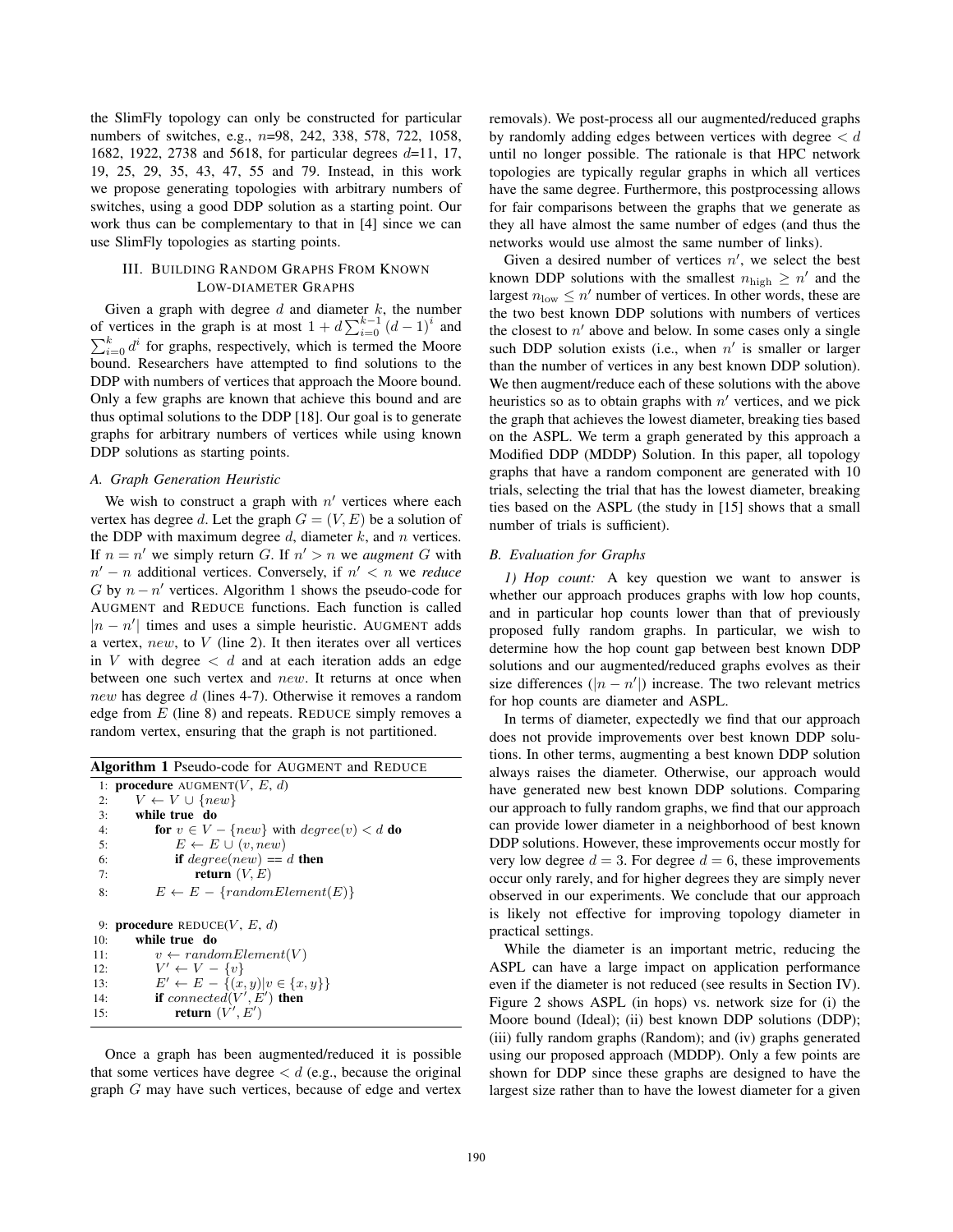the SlimFly topology can only be constructed for particular numbers of switches, e.g., $n$=98, 242, 338, 578, 722, 1058, 1682, 1922, 2738 and 5618, for particular degrees $d$=11, 17, 19, 25, 29, 35, 43, 47, 55 and 79. Instead, in this work we propose generating topologies with arbitrary numbers of switches, using a good DDP solution as a starting point. Our work thus can be complementary to that in [4] since we can use SlimFly topologies as starting points.

## III. Building Random Graphs From Known Low-diameter Graphs

Given a graph with degree $d$ and diameter $k$, the number of vertices in the graph is at most $1 + d\sum_{i=0}^{k-1}(d-1)^i$ and $\sum_{i=0}^{k} d^i$ for graphs, respectively, which is termed the Moore bound. Researchers have attempted to find solutions to the DDP with numbers of vertices that approach the Moore bound. Only a few graphs are known that achieve this bound and are thus optimal solutions to the DDP [18]. Our goal is to generate graphs for arbitrary numbers of vertices while using known DDP solutions as starting points.

### A. Graph Generation Heuristic

We wish to construct a graph with $n'$ vertices where each vertex has degree $d$. Let the graph $G = (V, E)$ be a solution of the DDP with maximum degree $d$, diameter $k$, and $n$ vertices. If $n = n'$ we simply return $G$. If $n' > n$ we *augment* $G$ with $n' - n$ additional vertices. Conversely, if $n' < n$ we *reduce* $G$ by $n - n'$ vertices. Algorithm 1 shows the pseudo-code for AUGMENT and REDUCE functions. Each function is called $|n - n'|$ times and uses a simple heuristic. AUGMENT adds a vertex, $new$, to $V$ (line 2). It then iterates over all vertices in $V$ with degree $< d$ and at each iteration adds an edge between one such vertex and $new$. It returns at once when $new$ has degree $d$ (lines 4-7). Otherwise it removes a random edge from $E$ (line 8) and repeats. REDUCE simply removes a random vertex, ensuring that the graph is not partitioned.

**Algorithm 1** Pseudo-code for AUGMENT and REDUCE

```
1: procedure AUGMENT(V, E, d)
2:     V ← V ∪ {new}
3:     while true do
4:         for v ∈ V − {new} with degree(v) < d do
5:             E ← E ∪ (v, new)
6:             if degree(new) == d then
7:                 return (V, E)
8:         E ← E − {randomElement(E)}

9: procedure REDUCE(V, E, d)
10:    while true do
11:        v ← randomElement(V)
12:        V' ← V − {v}
13:        E' ← E − {(x, y)|v ∈ {x, y}}
14:        if connected(V', E') then
15:            return (V', E')
```

Once a graph has been augmented/reduced it is possible that some vertices have degree $< d$ (e.g., because the original graph $G$ may have such vertices, because of edge and vertex removals). We post-process all our augmented/reduced graphs by randomly adding edges between vertices with degree $< d$ until no longer possible. The rationale is that HPC network topologies are typically regular graphs in which all vertices have the same degree. Furthermore, this postprocessing allows for fair comparisons between the graphs that we generate as they all have almost the same number of edges (and thus the networks would use almost the same number of links).

Given a desired number of vertices $n'$, we select the best known DDP solutions with the smallest $n_{\text{high}} \geq n'$ and the largest $n_{\text{low}} \leq n'$ number of vertices. In other words, these are the two best known DDP solutions with numbers of vertices the closest to $n'$ above and below. In some cases only a single such DDP solution exists (i.e., when $n'$ is smaller or larger than the number of vertices in any best known DDP solution). We then augment/reduce each of these solutions with the above heuristics so as to obtain graphs with $n'$ vertices, and we pick the graph that achieves the lowest diameter, breaking ties based on the ASPL. We term a graph generated by this approach a Modified DDP (MDDP) Solution. In this paper, all topology graphs that have a random component are generated with 10 trials, selecting the trial that has the lowest diameter, breaking ties based on the ASPL (the study in [15] shows that a small number of trials is sufficient).

### B. Evaluation for Graphs

*1) Hop count:* A key question we want to answer is whether our approach produces graphs with low hop counts, and in particular hop counts lower than that of previously proposed fully random graphs. In particular, we wish to determine how the hop count gap between best known DDP solutions and our augmented/reduced graphs evolves as their size differences ($|n - n'|$) increase. The two relevant metrics for hop counts are diameter and ASPL.

In terms of diameter, expectedly we find that our approach does not provide improvements over best known DDP solutions. In other terms, augmenting a best known DDP solution always raises the diameter. Otherwise, our approach would have generated new best known DDP solutions. Comparing our approach to fully random graphs, we find that our approach can provide lower diameter in a neighborhood of best known DDP solutions. However, these improvements occur mostly for very low degree $d = 3$. For degree $d = 6$, these improvements occur only rarely, and for higher degrees they are simply never observed in our experiments. We conclude that our approach is likely not effective for improving topology diameter in practical settings.

While the diameter is an important metric, reducing the ASPL can have a large impact on application performance even if the diameter is not reduced (see results in Section IV). Figure 2 shows ASPL (in hops) vs. network size for (i) the Moore bound (Ideal); (ii) best known DDP solutions (DDP); (iii) fully random graphs (Random); and (iv) graphs generated using our proposed approach (MDDP). Only a few points are shown for DDP since these graphs are designed to have the largest size rather than to have the lowest diameter for a given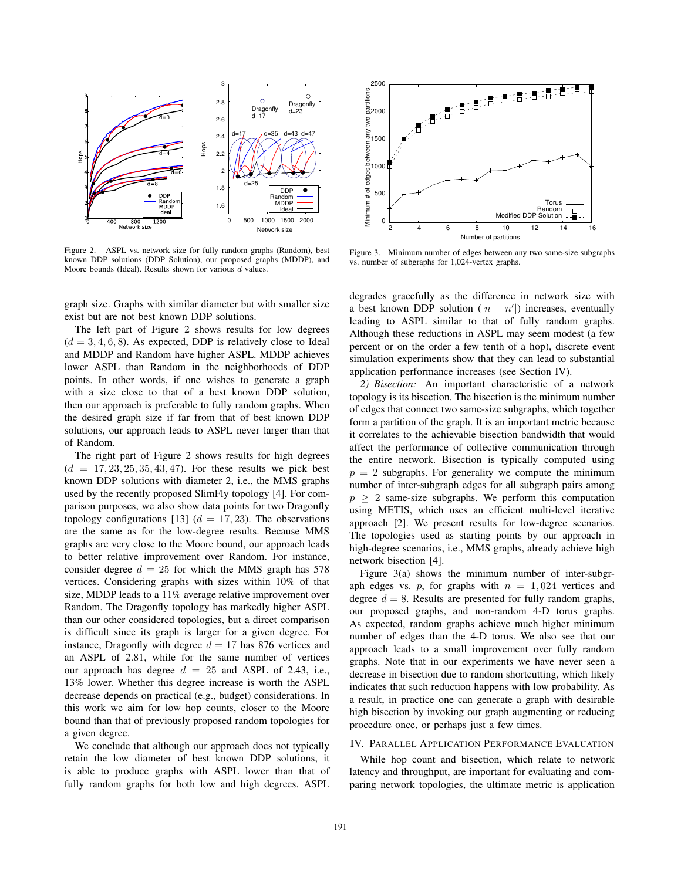Figure 2. ASPL vs. network size for fully random graphs (Random), best known DDP solutions (DDP Solution), our proposed graphs (MDDP), and Moore bounds (Ideal). Results shown for various $d$ values.

Figure 3. Minimum number of edges between any two same-size subgraphs vs. number of subgraphs for 1,024-vertex graphs.

graph size. Graphs with similar diameter but with smaller size exist but are not best known DDP solutions.

The left part of Figure 2 shows results for low degrees ($d = 3, 4, 6, 8$). As expected, DDP is relatively close to Ideal and MDDP and Random have higher ASPL. MDDP achieves lower ASPL than Random in the neighborhoods of DDP points. In other words, if one wishes to generate a graph with a size close to that of a best known DDP solution, then our approach is preferable to fully random graphs. When the desired graph size if far from that of best known DDP solutions, our approach leads to ASPL never larger than that of Random.

The right part of Figure 2 shows results for high degrees ($d = 17, 23, 25, 35, 43, 47$). For these results we pick best known DDP solutions with diameter 2, i.e., the MMS graphs used by the recently proposed SlimFly topology [4]. For comparison purposes, we also show data points for two Dragonfly topology configurations [13] ($d = 17, 23$). The observations are the same as for the low-degree results. Because MMS graphs are very close to the Moore bound, our approach leads to better relative improvement over Random. For instance, consider degree $d = 25$ for which the MMS graph has 578 vertices. Considering graphs with sizes within 10% of that size, MDDP leads to a 11% average relative improvement over Random. The Dragonfly topology has markedly higher ASPL than our other considered topologies, but a direct comparison is difficult since its graph is larger for a given degree. For instance, Dragonfly with degree $d = 17$ has 876 vertices and an ASPL of 2.81, while for the same number of vertices our approach has degree $d = 25$ and ASPL of 2.43, i.e., 13% lower. Whether this degree increase is worth the ASPL decrease depends on practical (e.g., budget) considerations. In this work we aim for low hop counts, closer to the Moore bound than that of previously proposed random topologies for a given degree.

We conclude that although our approach does not typically retain the low diameter of best known DDP solutions, it is able to produce graphs with ASPL lower than that of fully random graphs for both low and high degrees. ASPL degrades gracefully as the difference in network size with a best known DDP solution ($|n - n'|$) increases, eventually leading to ASPL similar to that of fully random graphs. Although these reductions in ASPL may seem modest (a few percent or on the order a few tenth of a hop), discrete event simulation experiments show that they can lead to substantial application performance increases (see Section IV).

*2) Bisection:* An important characteristic of a network topology is its bisection. The bisection is the minimum number of edges that connect two same-size subgraphs, which together form a partition of the graph. It is an important metric because it correlates to the achievable bisection bandwidth that would affect the performance of collective communication through the entire network. Bisection is typically computed using $p = 2$ subgraphs. For generality we compute the minimum number of inter-subgraph edges for all subgraph pairs among $p \geq 2$ same-size subgraphs. We perform this computation using METIS, which uses an efficient multi-level iterative approach [2]. We present results for low-degree scenarios. The topologies used as starting points by our approach in high-degree scenarios, i.e., MMS graphs, already achieve high network bisection [4].

Figure 3(a) shows the minimum number of inter-subgraph edges vs. $p$, for graphs with $n = 1,024$ vertices and degree $d = 8$. Results are presented for fully random graphs, our proposed graphs, and non-random 4-D torus graphs. As expected, random graphs achieve much higher minimum number of edges than the 4-D torus. We also see that our approach leads to a small improvement over fully random graphs. Note that in our experiments we have never seen a decrease in bisection due to random shortcutting, which likely indicates that such reduction happens with low probability. As a result, in practice one can generate a graph with desirable high bisection by invoking our graph augmenting or reducing procedure once, or perhaps just a few times.

## IV. Parallel Application Performance Evaluation

While hop count and bisection, which relate to network latency and throughput, are important for evaluating and comparing network topologies, the ultimate metric is application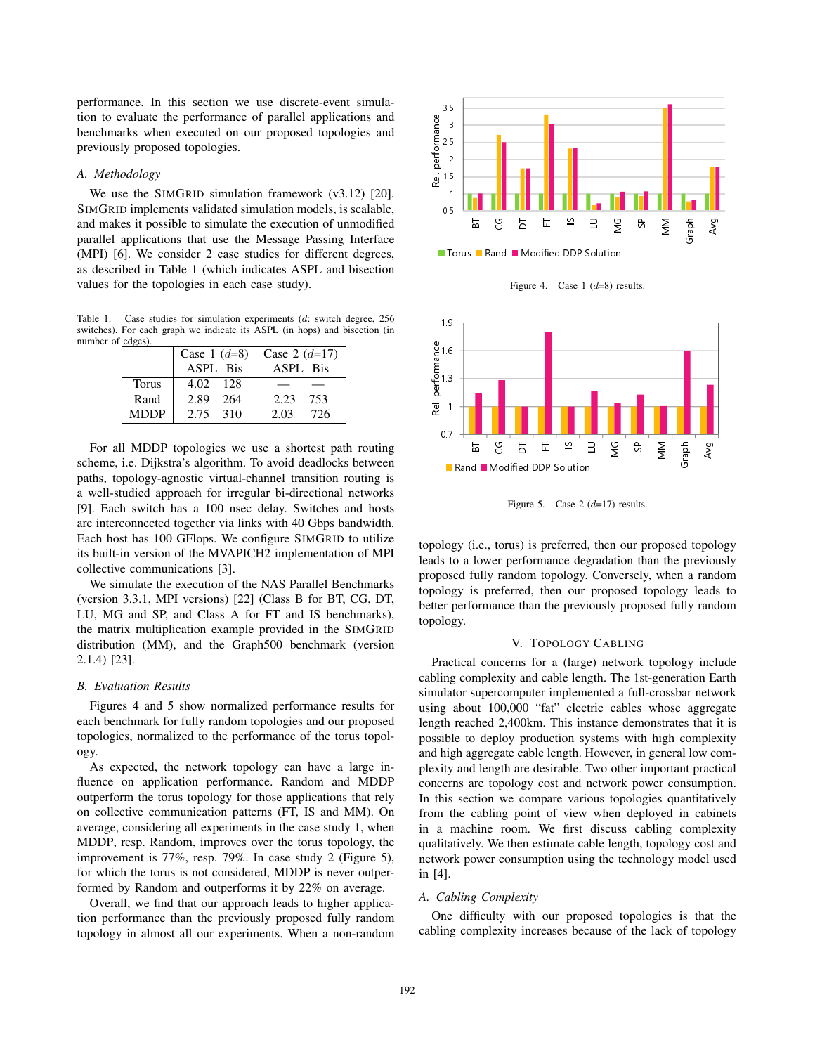performance. In this section we use discrete-event simulation to evaluate the performance of parallel applications and benchmarks when executed on our proposed topologies and previously proposed topologies.

### A. Methodology

We use the SimGrid simulation framework (v3.12) [20]. SimGrid implements validated simulation models, is scalable, and makes it possible to simulate the execution of unmodified parallel applications that use the Message Passing Interface (MPI) [6]. We consider 2 case studies for different degrees, as described in Table 1 (which indicates ASPL and bisection values for the topologies in each case study).

Table 1. Case studies for simulation experiments ($d$: switch degree, 256 switches). For each graph we indicate its ASPL (in hops) and bisection (in number of edges).

| | Case 1 ($d$=8) | | Case 2 ($d$=17) | |
|---|---|---|---|---|
| | ASPL | Bis | ASPL | Bis |
| Torus | 4.02 | 128 | — | — |
| Rand | 2.89 | 264 | 2.23 | 753 |
| MDDP | 2.75 | 310 | 2.03 | 726 |

For all MDDP topologies we use a shortest path routing scheme, i.e. Dijkstra's algorithm. To avoid deadlocks between paths, topology-agnostic virtual-channel transition routing is a well-studied approach for irregular bi-directional networks [9]. Each switch has a 100 nsec delay. Switches and hosts are interconnected together via links with 40 Gbps bandwidth. Each host has 100 GFlops. We configure SimGrid to utilize its built-in version of the MVAPICH2 implementation of MPI collective communications [3].

We simulate the execution of the NAS Parallel Benchmarks (version 3.3.1, MPI versions) [22] (Class B for BT, CG, DT, LU, MG and SP, and Class A for FT and IS benchmarks), the matrix multiplication example provided in the SimGrid distribution (MM), and the Graph500 benchmark (version 2.1.4) [23].

### B. Evaluation Results

Figures 4 and 5 show normalized performance results for each benchmark for fully random topologies and our proposed topologies, normalized to the performance of the torus topology.

As expected, the network topology can have a large influence on application performance. Random and MDDP outperform the torus topology for those applications that rely on collective communication patterns (FT, IS and MM). On average, considering all experiments in the case study 1, when MDDP, resp. Random, improves over the torus topology, the improvement is 77%, resp. 79%. In case study 2 (Figure 5), for which the torus is not considered, MDDP is never outperformed by Random and outperforms it by 22% on average.

Overall, we find that our approach leads to higher application performance than the previously proposed fully random topology in almost all our experiments. When a non-random topology (i.e., torus) is preferred, then our proposed topology leads to a lower performance degradation than the previously proposed fully random topology. Conversely, when a random topology is preferred, then our proposed topology leads to better performance than the previously proposed fully random topology.

Rel. performance
3.5
3
2.5
2
1.5
1
0.5
BT CG DT FT IS LU MG SP MM Graph Avg
Torus Rand Modified DDP Solution

Figure 4. Case 1 ($d$=8) results.

Rel. performance
1.9
1.6
1.3
1
0.7
BT CG DT FT IS LU MG SP MM Graph Avg
Rand Modified DDP Solution

Figure 5. Case 2 ($d$=17) results.

## V. Topology Cabling

Practical concerns for a (large) network topology include cabling complexity and cable length. The 1st-generation Earth simulator supercomputer implemented a full-crossbar network using about 100,000 "fat" electric cables whose aggregate length reached 2,400km. This instance demonstrates that it is possible to deploy production systems with high complexity and high aggregate cable length. However, in general low complexity and length are desirable. Two other important practical concerns are topology cost and network power consumption. In this section we compare various topologies quantitatively from the cabling point of view when deployed in cabinets in a machine room. We first discuss cabling complexity qualitatively. We then estimate cable length, topology cost and network power consumption using the technology model used in [4].

### A. Cabling Complexity

One difficulty with our proposed topologies is that the cabling complexity increases because of the lack of topology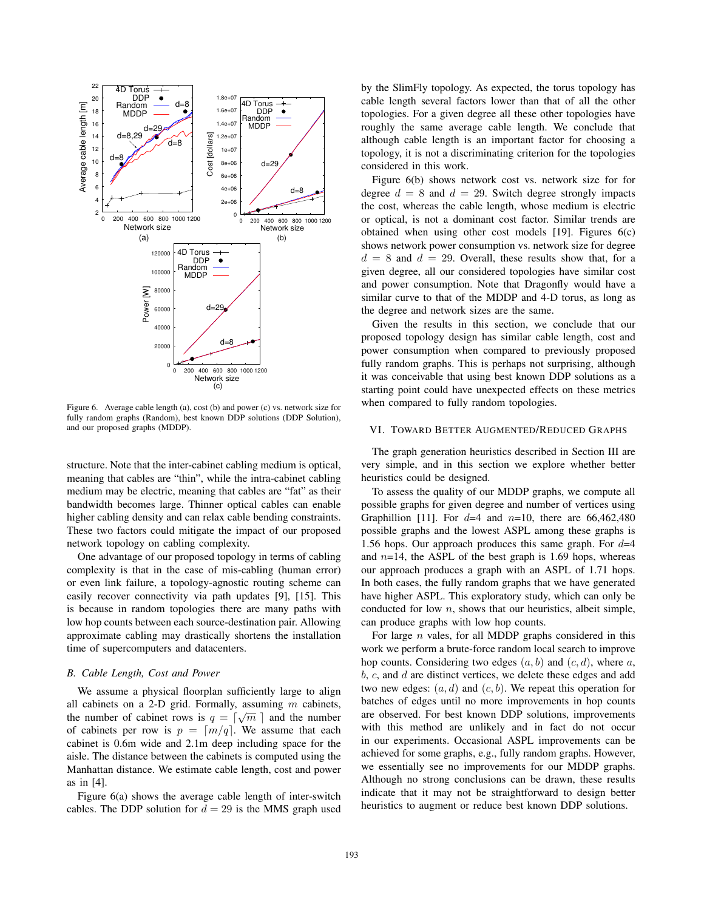22
20
18
16
14
12
10
8
6
4
2
Average cable length [m]
0 200 400 600 800 1000 1200
Network size
(a)
4D Torus
DDP
Random
MDDP
d=8
d=29
d=8,29
d=8
d=8

1.8e+07
1.6e+07
1.4e+07
1.2e+07
1e+07
8e+06
6e+06
4e+06
2e+06
0
Cost [dollars]
0 200 400 600 800 1000 1200
Network size
(b)
4D Torus
DDP
Random
MDDP
d=29
d=8

120000
100000
80000
60000
40000
20000
0
Power [W]
0 200 400 600 800 1000 1200
Network size
(c)
4D Torus
DDP
Random
MDDP
d=29
d=8

Figure 6. Average cable length (a), cost (b) and power (c) vs. network size for fully random graphs (Random), best known DDP solutions (DDP Solution), and our proposed graphs (MDDP).

structure. Note that the inter-cabinet cabling medium is optical, meaning that cables are "thin", while the intra-cabinet cabling medium may be electric, meaning that cables are "fat" as their bandwidth becomes large. Thinner optical cables can enable higher cabling density and can relax cable bending constraints. These two factors could mitigate the impact of our proposed network topology on cabling complexity.

One advantage of our proposed topology in terms of cabling complexity is that in the case of mis-cabling (human error) or even link failure, a topology-agnostic routing scheme can easily recover connectivity via path updates [9], [15]. This is because in random topologies there are many paths with low hop counts between each source-destination pair. Allowing approximate cabling may drastically shortens the installation time of supercomputers and datacenters.

### *B. Cable Length, Cost and Power*

We assume a physical floorplan sufficiently large to align all cabinets on a 2-D grid. Formally, assuming $m$ cabinets, the number of cabinet rows is $q = \lceil \sqrt{m} \rceil$ and the number of cabinets per row is $p = \lceil m/q \rceil$. We assume that each cabinet is 0.6m wide and 2.1m deep including space for the aisle. The distance between the cabinets is computed using the Manhattan distance. We estimate cable length, cost and power as in [4].

Figure 6(a) shows the average cable length of inter-switch cables. The DDP solution for $d = 29$ is the MMS graph used by the SlimFly topology. As expected, the torus topology has cable length several factors lower than that of all the other topologies. For a given degree all these other topologies have roughly the same average cable length. We conclude that although cable length is an important factor for choosing a topology, it is not a discriminating criterion for the topologies considered in this work.

Figure 6(b) shows network cost vs. network size for for degree $d = 8$ and $d = 29$. Switch degree strongly impacts the cost, whereas the cable length, whose medium is electric or optical, is not a dominant cost factor. Similar trends are obtained when using other cost models [19]. Figures 6(c) shows network power consumption vs. network size for degree $d = 8$ and $d = 29$. Overall, these results show that, for a given degree, all our considered topologies have similar cost and power consumption. Note that Dragonfly would have a similar curve to that of the MDDP and 4-D torus, as long as the degree and network sizes are the same.

Given the results in this section, we conclude that our proposed topology design has similar cable length, cost and power consumption when compared to previously proposed fully random graphs. This is perhaps not surprising, although it was conceivable that using best known DDP solutions as a starting point could have unexpected effects on these metrics when compared to fully random topologies.

## VI. Toward Better Augmented/Reduced Graphs

The graph generation heuristics described in Section III are very simple, and in this section we explore whether better heuristics could be designed.

To assess the quality of our MDDP graphs, we compute all possible graphs for given degree and number of vertices using Graphillion [11]. For $d$=4 and $n$=10, there are 66,462,480 possible graphs and the lowest ASPL among these graphs is 1.56 hops. Our approach produces this same graph. For $d$=4 and $n$=14, the ASPL of the best graph is 1.69 hops, whereas our approach produces a graph with an ASPL of 1.71 hops. In both cases, the fully random graphs that we have generated have higher ASPL. This exploratory study, which can only be conducted for low $n$, shows that our heuristics, albeit simple, can produce graphs with low hop counts.

For large $n$ vales, for all MDDP graphs considered in this work we perform a brute-force random local search to improve hop counts. Considering two edges $(a, b)$ and $(c, d)$, where $a$, $b$, $c$, and $d$ are distinct vertices, we delete these edges and add two new edges: $(a, d)$ and $(c, b)$. We repeat this operation for batches of edges until no more improvements in hop counts are observed. For best known DDP solutions, improvements with this method are unlikely and in fact do not occur in our experiments. Occasional ASPL improvements can be achieved for some graphs, e.g., fully random graphs. However, we essentially see no improvements for our MDDP graphs. Although no strong conclusions can be drawn, these results indicate that it may not be straightforward to design better heuristics to augment or reduce best known DDP solutions.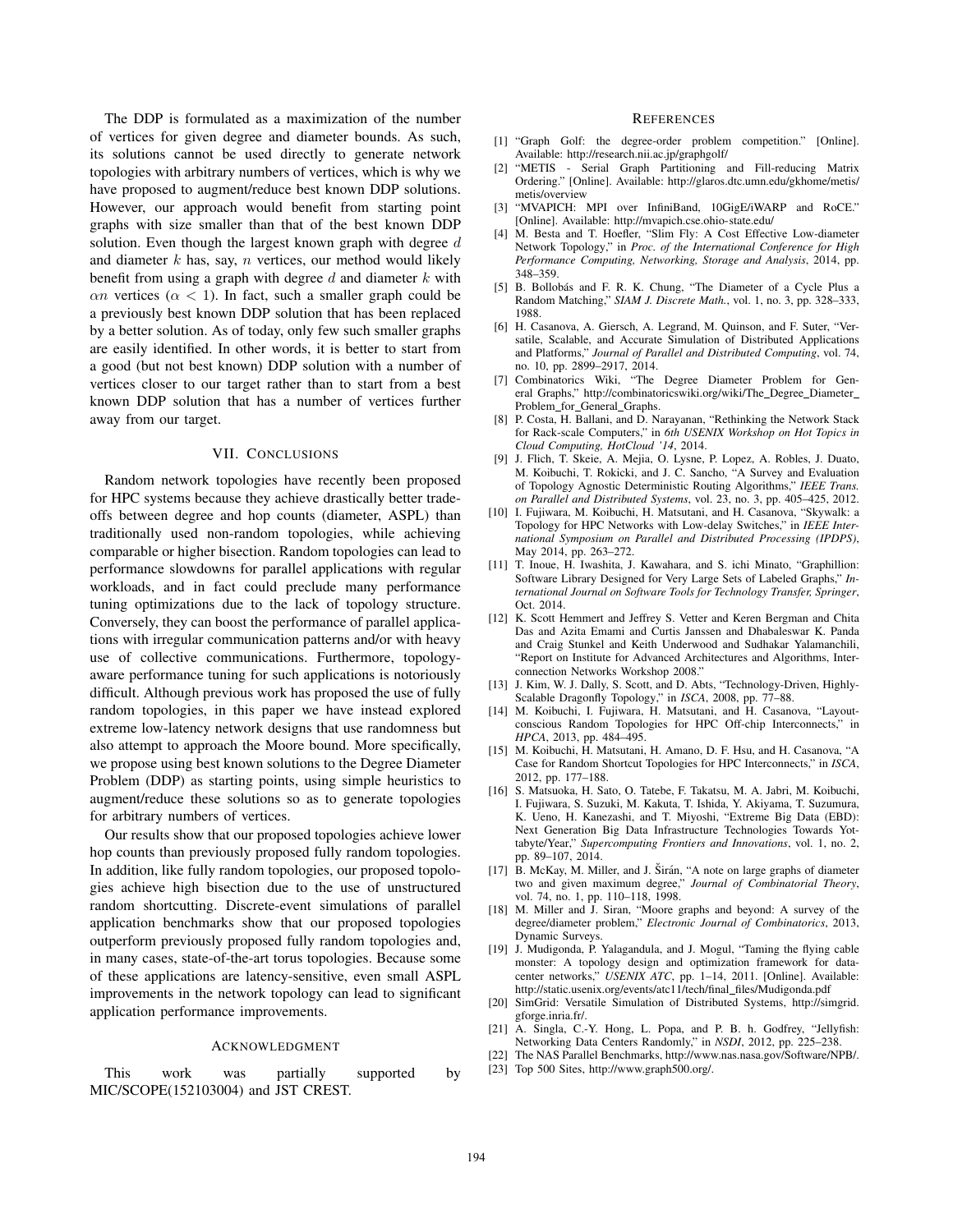The DDP is formulated as a maximization of the number of vertices for given degree and diameter bounds. As such, its solutions cannot be used directly to generate network topologies with arbitrary numbers of vertices, which is why we have proposed to augment/reduce best known DDP solutions. However, our approach would benefit from starting point graphs with size smaller than that of the best known DDP solution. Even though the largest known graph with degree $d$ and diameter $k$ has, say, $n$ vertices, our method would likely benefit from using a graph with degree $d$ and diameter $k$ with $\alpha n$ vertices ($\alpha < 1$). In fact, such a smaller graph could be a previously best known DDP solution that has been replaced by a better solution. As of today, only few such smaller graphs are easily identified. In other words, it is better to start from a good (but not best known) DDP solution with a number of vertices closer to our target rather than to start from a best known DDP solution that has a number of vertices further away from our target.

## VII. Conclusions

Random network topologies have recently been proposed for HPC systems because they achieve drastically better tradeoffs between degree and hop counts (diameter, ASPL) than traditionally used non-random topologies, while achieving comparable or higher bisection. Random topologies can lead to performance slowdowns for parallel applications with regular workloads, and in fact could preclude many performance tuning optimizations due to the lack of topology structure. Conversely, they can boost the performance of parallel applications with irregular communication patterns and/or with heavy use of collective communications. Furthermore, topology-aware performance tuning for such applications is notoriously difficult. Although previous work has proposed the use of fully random topologies, in this paper we have instead explored extreme low-latency network designs that use randomness but also attempt to approach the Moore bound. More specifically, we propose using best known solutions to the Degree Diameter Problem (DDP) as starting points, using simple heuristics to augment/reduce these solutions so as to generate topologies for arbitrary numbers of vertices.

Our results show that our proposed topologies achieve lower hop counts than previously proposed fully random topologies. In addition, like fully random topologies, our proposed topologies achieve high bisection due to the use of unstructured random shortcutting. Discrete-event simulations of parallel application benchmarks show that our proposed topologies outperform previously proposed fully random topologies and, in many cases, state-of-the-art torus topologies. Because some of these applications are latency-sensitive, even small ASPL improvements in the network topology can lead to significant application performance improvements.

## Acknowledgment

This work was partially supported by MIC/SCOPE(152103004) and JST CREST.

## References

[1] "Graph Golf: the degree-order problem competition." [Online]. Available: http://research.nii.ac.jp/graphgolf/

[2] "METIS - Serial Graph Partitioning and Fill-reducing Matrix Ordering." [Online]. Available: http://glaros.dtc.umn.edu/gkhome/metis/metis/overview

[3] "MVAPICH: MPI over InfiniBand, 10GigE/iWARP and RoCE." [Online]. Available: http://mvapich.cse.ohio-state.edu/

[4] M. Besta and T. Hoefler, "Slim Fly: A Cost Effective Low-diameter Network Topology," in *Proc. of the International Conference for High Performance Computing, Networking, Storage and Analysis*, 2014, pp. 348–359.

[5] B. Bollobás and F. R. K. Chung, "The Diameter of a Cycle Plus a Random Matching," *SIAM J. Discrete Math.*, vol. 1, no. 3, pp. 328–333, 1988.

[6] H. Casanova, A. Giersch, A. Legrand, M. Quinson, and F. Suter, "Versatile, Scalable, and Accurate Simulation of Distributed Applications and Platforms," *Journal of Parallel and Distributed Computing*, vol. 74, no. 10, pp. 2899–2917, 2014.

[7] Combinatorics Wiki, "The Degree Diameter Problem for General Graphs," http://combinatoricswiki.org/wiki/The_Degree_Diameter_Problem_for_General_Graphs.

[8] P. Costa, H. Ballani, and D. Narayanan, "Rethinking the Network Stack for Rack-scale Computers," in *6th USENIX Workshop on Hot Topics in Cloud Computing, HotCloud '14*, 2014.

[9] J. Flich, T. Skeie, A. Mejia, O. Lysne, P. Lopez, A. Robles, J. Duato, M. Koibuchi, T. Rokicki, and J. C. Sancho, "A Survey and Evaluation of Topology Agnostic Deterministic Routing Algorithms," *IEEE Trans. on Parallel and Distributed Systems*, vol. 23, no. 3, pp. 405–425, 2012.

[10] I. Fujiwara, M. Koibuchi, H. Matsutani, and H. Casanova, "Swap-and-randomize: A Method for Building Low-latency HPC Interconnects," in *IEEE International Symposium on Parallel and Distributed Processing (IPDPS)*, May 2014, pp. 263–272.

[11] T. Inoue, H. Iwashita, J. Kawahara, and S. ichi Minato, "Graphillion: Software Library Designed for Very Large Sets of Labeled Graphs," *International Journal on Software Tools for Technology Transfer, Springer*, Oct. 2014.

[12] K. Scott Hemmert and Jeffrey S. Vetter and Keren Bergman and Chita Das and Azita Emami and Curtis Janssen and Dhabaleswar K. Panda and Craig Stunkel and Keith Underwood and Sudhakar Yalamanchili, "Report on Institute for Advanced Architectures and Algorithms, Interconnection Networks Workshop 2008."

[13] J. Kim, W. J. Dally, S. Scott, and D. Abts, "Technology-Driven, Highly-Scalable Dragonfly Topology," in *ISCA*, 2008, pp. 77–88.

[14] M. Koibuchi, I. Fujiwara, H. Matsutani, and H. Casanova, "Layout-conscious Random Topologies for HPC Off-chip Interconnects," in *HPCA*, 2013, pp. 484–495.

[15] M. Koibuchi, H. Matsutani, H. Amano, D. F. Hsu, and H. Casanova, "A Case for Random Shortcut Topologies for HPC Interconnects," in *ISCA*, 2012, pp. 177–188.

[16] S. Matsuoka, H. Sato, O. Tatebe, F. Takatsu, M. A. Jabri, M. Koibuchi, I. Fujiwara, S. Suzuki, M. Kakuta, T. Ishida, Y. Akiyama, T. Suzumura, K. Ueno, H. Kanezashi, and T. Miyoshi, "Extreme Big Data (EBD): Next Generation Big Data Infrastructure Technologies Towards Yottabyte/Year," *Supercomputing Frontiers and Innovations*, vol. 1, no. 2, pp. 89–107, 2014.

[17] B. McKay, M. Miller, and J. Širáň, "A note on large graphs of diameter two and given maximum degree," *Journal of Combinatorial Theory*, vol. 74, no. 1, pp. 110–118, 1998.

[18] M. Miller and J. Siran, "Moore graphs and beyond: A survey of the degree/diameter problem," *Electronic Journal of Combinatorics*, 2013, Dynamic Surveys.

[19] J. Mudigonda, P. Yalagandula, and J. Mogul, "Taming the flying cable monster: A topology design and optimization framework for data-center networks," *USENIX ATC*, pp. 1–14, 2011. [Online]. Available: http://static.usenix.org/events/atc11/tech/final_files/Mudigonda.pdf

[20] SimGrid: Versatile Simulation of Distributed Systems, http://simgrid.gforge.inria.fr/.

[21] A. Singla, C.-Y. Hong, L. Popa, and P. B. h. Godfrey, "Jellyfish: Networking Data Centers Randomly," in *NSDI*, 2012, pp. 225–238.

[22] The NAS Parallel Benchmarks, http://www.nas.nasa.gov/Software/NPB/.

[23] Top 500 Sites, http://www.graph500.org/.